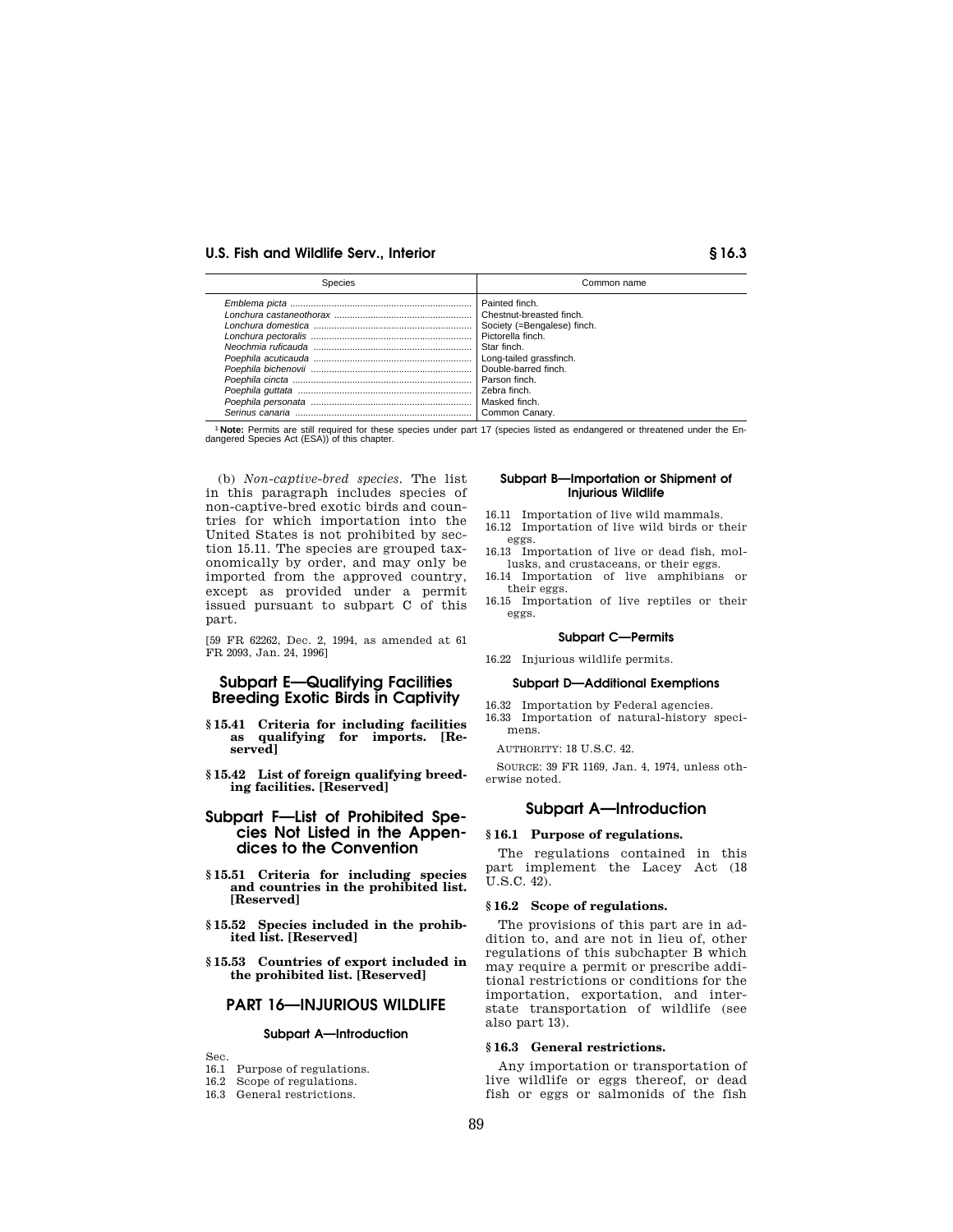| Species | Common name |
|---|---|
| *Emblema picta* | Painted finch. |
| *Lonchura castaneothorax* | Chestnut-breasted finch. |
| *Lonchura domestica* | Society (=Bengalese) finch. |
| *Lonchura pectoralis* | Pictorella finch. |
| *Neochmia ruficauda* | Star finch. |
| *Poephila acuticauda* | Long-tailed grassfinch. |
| *Poephila bichenovii* | Double-barred finch. |
| *Poephila cincta* | Parson finch. |
| *Poephila guttata* | Zebra finch. |
| *Poephila personata* | Masked finch. |
| *Serinus canaria* | Common Canary. |

[1] **Note:** Permits are still required for these species under part 17 (species listed as endangered or threatened under the Endangered Species Act (ESA)) of this chapter.

(b) *Non-captive-bred species.* The list in this paragraph includes species of non-captive-bred exotic birds and countries for which importation into the United States is not prohibited by section 15.11. The species are grouped taxonomically by order, and may only be imported from the approved country, except as provided under a permit issued pursuant to subpart C of this part.

[59 FR 62262, Dec. 2, 1994, as amended at 61 FR 2093, Jan. 24, 1996]

## Subpart E—Qualifying Facilities Breeding Exotic Birds in Captivity

**§ 15.41 Criteria for including facilities as qualifying for imports. [Reserved]**

**§ 15.42 List of foreign qualifying breeding facilities. [Reserved]**

## Subpart F—List of Prohibited Species Not Listed in the Appendices to the Convention

**§ 15.51 Criteria for including species and countries in the prohibited list. [Reserved]**

**§ 15.52 Species included in the prohibited list. [Reserved]**

**§ 15.53 Countries of export included in the prohibited list. [Reserved]**

# PART 16—INJURIOUS WILDLIFE

### Subpart A—Introduction

Sec.
16.1 Purpose of regulations.
16.2 Scope of regulations.
16.3 General restrictions.

### Subpart B—Importation or Shipment of Injurious Wildlife

16.11 Importation of live wild mammals.
16.12 Importation of live wild birds or their eggs.
16.13 Importation of live or dead fish, mollusks, and crustaceans, or their eggs.
16.14 Importation of live amphibians or their eggs.
16.15 Importation of live reptiles or their eggs.

### Subpart C—Permits

16.22 Injurious wildlife permits.

### Subpart D—Additional Exemptions

16.32 Importation by Federal agencies.
16.33 Importation of natural-history specimens.

AUTHORITY: 18 U.S.C. 42.

SOURCE: 39 FR 1169, Jan. 4, 1974, unless otherwise noted.

## Subpart A—Introduction

**§ 16.1 Purpose of regulations.**

The regulations contained in this part implement the Lacey Act (18 U.S.C. 42).

**§ 16.2 Scope of regulations.**

The provisions of this part are in addition to, and are not in lieu of, other regulations of this subchapter B which may require a permit or prescribe additional restrictions or conditions for the importation, exportation, and interstate transportation of wildlife (see also part 13).

**§ 16.3 General restrictions.**

Any importation or transportation of live wildlife or eggs thereof, or dead fish or eggs or salmonids of the fish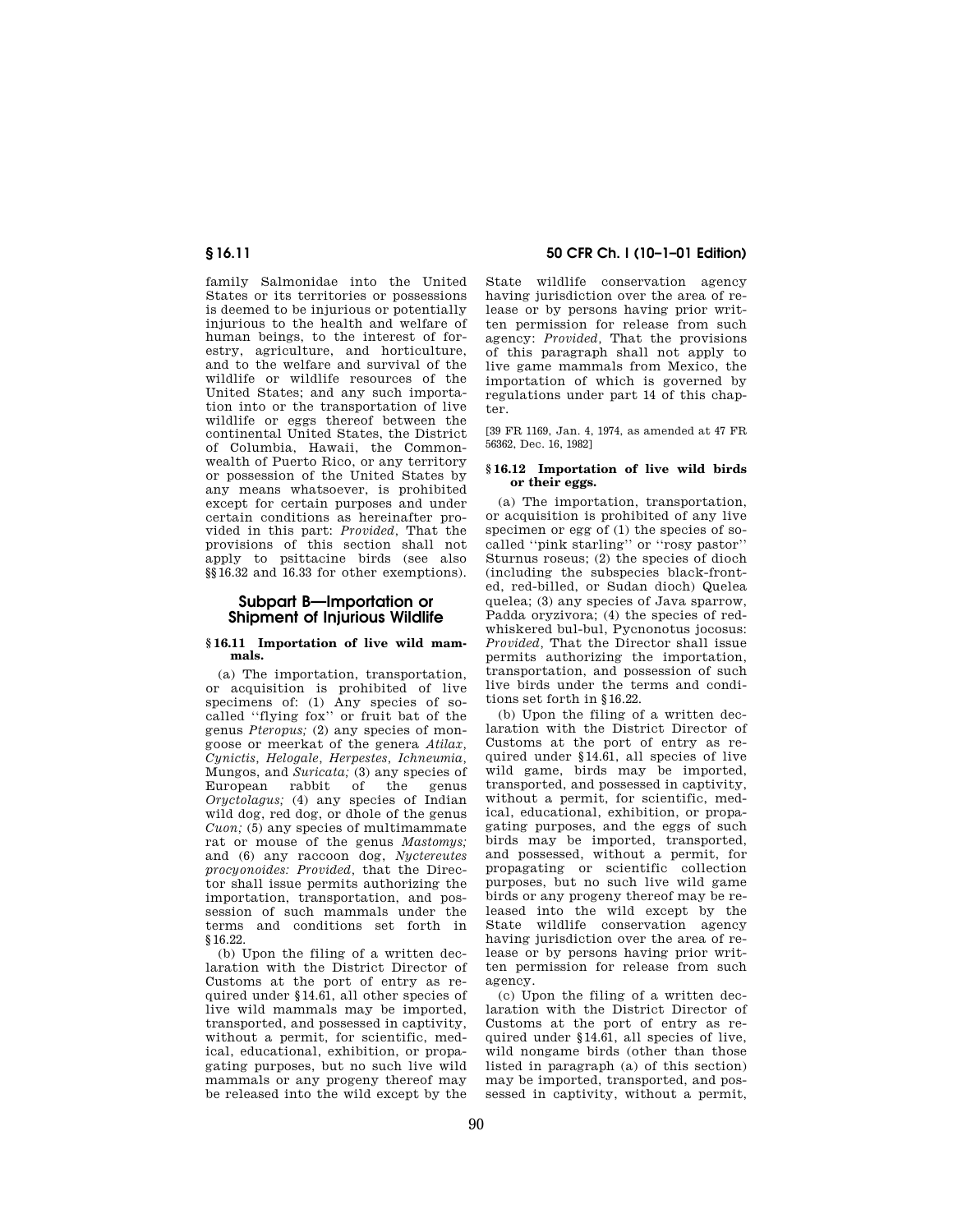family Salmonidae into the United States or its territories or possessions is deemed to be injurious or potentially injurious to the health and welfare of human beings, to the interest of forestry, agriculture, and horticulture, and to the welfare and survival of the wildlife or wildlife resources of the United States; and any such importation into or the transportation of live wildlife or eggs thereof between the continental United States, the District of Columbia, Hawaii, the Commonwealth of Puerto Rico, or any territory or possession of the United States by any means whatsoever, is prohibited except for certain purposes and under certain conditions as hereinafter provided in this part: *Provided,* That the provisions of this section shall not apply to psittacine birds (see also §§16.32 and 16.33 for other exemptions).

## Subpart B—Importation or Shipment of Injurious Wildlife

### § 16.11 Importation of live wild mammals.

(a) The importation, transportation, or acquisition is prohibited of live specimens of: (1) Any species of so-called ''flying fox'' or fruit bat of the genus *Pteropus;* (2) any species of mongoose or meerkat of the genera *Atilax, Cynictis, Helogale, Herpestes, Ichneumia,* Mungos, and *Suricata;* (3) any species of European rabbit of the genus *Oryctolagus;* (4) any species of Indian wild dog, red dog, or dhole of the genus *Cuon;* (5) any species of multimammate rat or mouse of the genus *Mastomys;* and (6) any raccoon dog, *Nyctereutes procyonoides: Provided,* that the Director shall issue permits authorizing the importation, transportation, and possession of such mammals under the terms and conditions set forth in §16.22.

(b) Upon the filing of a written declaration with the District Director of Customs at the port of entry as required under §14.61, all other species of live wild mammals may be imported, transported, and possessed in captivity, without a permit, for scientific, medical, educational, exhibition, or propagating purposes, but no such live wild mammals or any progeny thereof may be released into the wild except by the State wildlife conservation agency having jurisdiction over the area of release or by persons having prior written permission for release from such agency: *Provided,* That the provisions of this paragraph shall not apply to live game mammals from Mexico, the importation of which is governed by regulations under part 14 of this chapter.

[39 FR 1169, Jan. 4, 1974, as amended at 47 FR 56362, Dec. 16, 1982]

### § 16.12 Importation of live wild birds or their eggs.

(a) The importation, transportation, or acquisition is prohibited of any live specimen or egg of (1) the species of so-called ''pink starling'' or ''rosy pastor'' Sturnus roseus; (2) the species of dioch (including the subspecies black-fronted, red-billed, or Sudan dioch) Quelea quelea; (3) any species of Java sparrow, Padda oryzivora; (4) the species of red-whiskered bul-bul, Pycnonotus jocosus: *Provided,* That the Director shall issue permits authorizing the importation, transportation, and possession of such live birds under the terms and conditions set forth in §16.22.

(b) Upon the filing of a written declaration with the District Director of Customs at the port of entry as required under §14.61, all species of live wild game, birds may be imported, transported, and possessed in captivity, without a permit, for scientific, medical, educational, exhibition, or propagating purposes, and the eggs of such birds may be imported, transported, and possessed, without a permit, for propagating or scientific collection purposes, but no such live wild game birds or any progeny thereof may be released into the wild except by the State wildlife conservation agency having jurisdiction over the area of release or by persons having prior written permission for release from such agency.

(c) Upon the filing of a written declaration with the District Director of Customs at the port of entry as required under §14.61, all species of live, wild nongame birds (other than those listed in paragraph (a) of this section) may be imported, transported, and possessed in captivity, without a permit,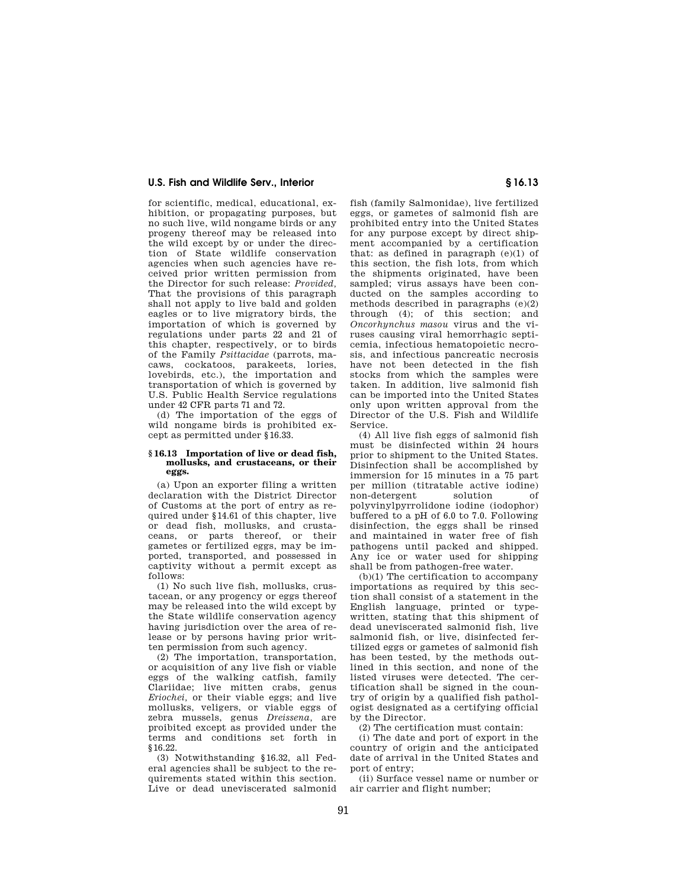for scientific, medical, educational, exhibition, or propagating purposes, but no such live, wild nongame birds or any progeny thereof may be released into the wild except by or under the direction of State wildlife conservation agencies when such agencies have received prior written permission from the Director for such release: *Provided,* That the provisions of this paragraph shall not apply to live bald and golden eagles or to live migratory birds, the importation of which is governed by regulations under parts 22 and 21 of this chapter, respectively, or to birds of the Family *Psittacidae* (parrots, macaws, cockatoos, parakeets, lories, lovebirds, etc.), the importation and transportation of which is governed by U.S. Public Health Service regulations under 42 CFR parts 71 and 72.

(d) The importation of the eggs of wild nongame birds is prohibited except as permitted under §16.33.

### §16.13 Importation of live or dead fish, mollusks, and crustaceans, or their eggs.

(a) Upon an exporter filing a written declaration with the District Director of Customs at the port of entry as required under §14.61 of this chapter, live or dead fish, mollusks, and crustaceans, or parts thereof, or their gametes or fertilized eggs, may be imported, transported, and possessed in captivity without a permit except as follows:

(1) No such live fish, mollusks, crustacean, or any progency or eggs thereof may be released into the wild except by the State wildlife conservation agency having jurisdiction over the area of release or by persons having prior written permission from such agency.

(2) The importation, transportation, or acquisition of any live fish or viable eggs of the walking catfish, family Clariidae; live mitten crabs, genus *Eriochei,* or their viable eggs; and live mollusks, veligers, or viable eggs of zebra mussels, genus *Dreissena,* are proibited except as provided under the terms and conditions set forth in §16.22.

(3) Notwithstanding §16.32, all Federal agencies shall be subject to the requirements stated within this section. Live or dead uneviscerated salmonid fish (family Salmonidae), live fertilized eggs, or gametes of salmonid fish are prohibited entry into the United States for any purpose except by direct shipment accompanied by a certification that: as defined in paragraph (e)(1) of this section, the fish lots, from which the shipments originated, have been sampled; virus assays have been conducted on the samples according to methods described in paragraphs (e)(2) through (4); of this section; and *Oncorhynchus masou* virus and the viruses causing viral hemorrhagic septicemia, infectious hematopoietic necrosis, and infectious pancreatic necrosis have not been detected in the fish stocks from which the samples were taken. In addition, live salmonid fish can be imported into the United States only upon written approval from the Director of the U.S. Fish and Wildlife Service.

(4) All live fish eggs of salmonid fish must be disinfected within 24 hours prior to shipment to the United States. Disinfection shall be accomplished by immersion for 15 minutes in a 75 part per million (titratable active iodine) non-detergent solution of polyvinylpyrrolidone iodine (iodophor) buffered to a pH of 6.0 to 7.0. Following disinfection, the eggs shall be rinsed and maintained in water free of fish pathogens until packed and shipped. Any ice or water used for shipping shall be from pathogen-free water.

(b)(1) The certification to accompany importations as required by this section shall consist of a statement in the English language, printed or typewritten, stating that this shipment of dead uneviscerated salmonid fish, live salmonid fish, or live, disinfected fertilized eggs or gametes of salmonid fish has been tested, by the methods outlined in this section, and none of the listed viruses were detected. The certification shall be signed in the country of origin by a qualified fish pathologist designated as a certifying official by the Director.

(2) The certification must contain:

(i) The date and port of export in the country of origin and the anticipated date of arrival in the United States and port of entry;

(ii) Surface vessel name or number or air carrier and flight number;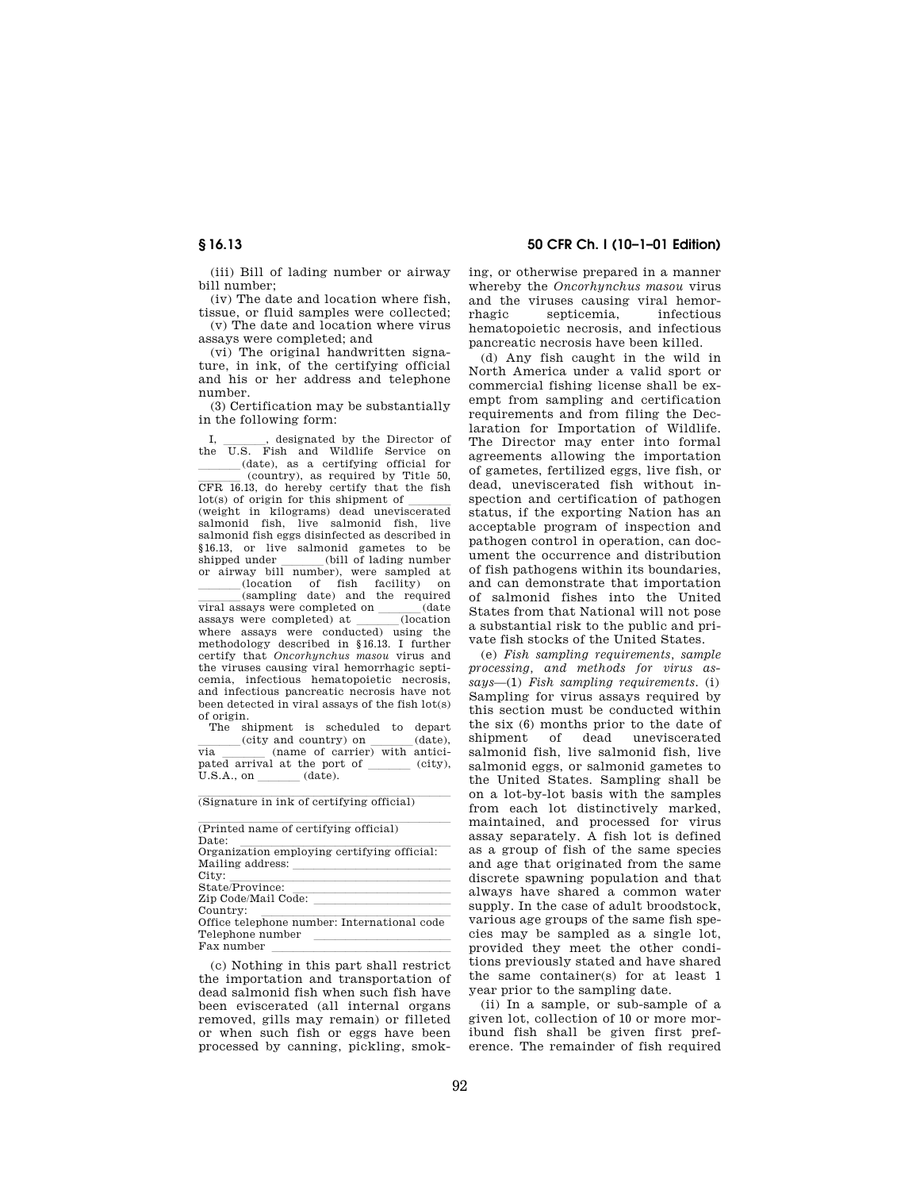(iii) Bill of lading number or airway bill number;

(iv) The date and location where fish, tissue, or fluid samples were collected;

(v) The date and location where virus assays were completed; and

(vi) The original handwritten signature, in ink, of the certifying official and his or her address and telephone number.

(3) Certification may be substantially in the following form:

I, \_\_\_\_\_\_\_, designated by the Director of the U.S. Fish and Wildlife Service on \_\_\_\_\_\_\_(date), as a certifying official for \_\_\_\_\_\_\_ (country), as required by Title 50, CFR 16.13, do hereby certify that the fish lot(s) of origin for this shipment of \_\_\_\_\_\_\_ (weight in kilograms) dead uneviscerated salmonid fish, live salmonid fish, live salmonid fish eggs disinfected as described in §16.13, or live salmonid gametes to be shipped under \_\_\_\_\_\_\_(bill of lading number or airway bill number), were sampled at \_\_\_\_\_\_\_(location of fish facility) on \_\_\_\_\_\_\_(sampling date) and the required viral assays were completed on \_\_\_\_\_\_\_(date assays were completed) at \_\_\_\_\_\_\_(location where assays were conducted) using the methodology described in §16.13. I further certify that *Oncorhynchus masou* virus and the viruses causing viral hemorrhagic septicemia, infectious hematopoietic necrosis, and infectious pancreatic necrosis have not been detected in viral assays of the fish lot(s) of origin.

The shipment is scheduled to depart \_\_\_\_\_\_\_(city and country) on \_\_\_\_\_\_\_(date), via \_\_\_\_\_\_\_ (name of carrier) with anticipated arrival at the port of \_\_\_\_\_\_\_ (city), U.S.A., on \_\_\_\_\_\_\_ (date).

\_\_\_\_\_\_\_\_\_\_\_\_\_\_\_\_\_\_\_\_\_\_\_\_\_\_\_\_\_\_
(Signature in ink of certifying official)

\_\_\_\_\_\_\_\_\_\_\_\_\_\_\_\_\_\_\_\_\_\_\_\_\_\_\_\_\_\_
(Printed name of certifying official)

Date: \_\_\_\_\_\_\_\_\_\_\_\_\_\_\_\_\_\_\_\_\_\_\_\_\_\_\_\_\_\_

Organization employing certifying official:

Mailing address: \_\_\_\_\_\_\_\_\_\_\_\_\_\_\_\_\_\_\_\_\_\_\_\_\_\_\_\_\_\_

City: \_\_\_\_\_\_\_\_\_\_\_\_\_\_\_\_\_\_\_\_\_\_\_\_\_\_\_\_\_\_

State/Province: \_\_\_\_\_\_\_\_\_\_\_\_\_\_\_\_\_\_\_\_\_\_\_\_\_\_\_\_\_\_

Zip Code/Mail Code: \_\_\_\_\_\_\_\_\_\_\_\_\_\_\_\_\_\_\_\_\_\_\_\_\_\_\_\_\_\_

Country: \_\_\_\_\_\_\_\_\_\_\_\_\_\_\_\_\_\_\_\_\_\_\_\_\_\_\_\_\_\_

Office telephone number: International code

Telephone number \_\_\_\_\_\_\_\_\_\_\_\_\_\_\_\_\_\_\_\_\_\_\_\_\_\_\_\_\_\_

Fax number \_\_\_\_\_\_\_\_\_\_\_\_\_\_\_\_\_\_\_\_\_\_\_\_\_\_\_\_\_\_

(c) Nothing in this part shall restrict the importation and transportation of dead salmonid fish when such fish have been eviscerated (all internal organs removed, gills may remain) or filleted or when such fish or eggs have been processed by canning, pickling, smoking, or otherwise prepared in a manner whereby the *Oncorhynchus masou* virus and the viruses causing viral hemorrhagic septicemia, infectious hematopoietic necrosis, and infectious pancreatic necrosis have been killed.

(d) Any fish caught in the wild in North America under a valid sport or commercial fishing license shall be exempt from sampling and certification requirements and from filing the Declaration for Importation of Wildlife. The Director may enter into formal agreements allowing the importation of gametes, fertilized eggs, live fish, or dead, uneviscerated fish without inspection and certification of pathogen status, if the exporting Nation has an acceptable program of inspection and pathogen control in operation, can document the occurrence and distribution of fish pathogens within its boundaries, and can demonstrate that importation of salmonid fishes into the United States from that National will not pose a substantial risk to the public and private fish stocks of the United States.

(e) *Fish sampling requirements, sample processing, and methods for virus assays*—(1) *Fish sampling requirements.* (i) Sampling for virus assays required by this section must be conducted within the six (6) months prior to the date of shipment of dead uneviscerated salmonid fish, live salmonid fish, live salmonid eggs, or salmonid gametes to the United States. Sampling shall be on a lot-by-lot basis with the samples from each lot distinctively marked, maintained, and processed for virus assay separately. A fish lot is defined as a group of fish of the same species and age that originated from the same discrete spawning population and that always have shared a common water supply. In the case of adult broodstock, various age groups of the same fish species may be sampled as a single lot, provided they meet the other conditions previously stated and have shared the same container(s) for at least 1 year prior to the sampling date.

(ii) In a sample, or sub-sample of a given lot, collection of 10 or more moribund fish shall be given first preference. The remainder of fish required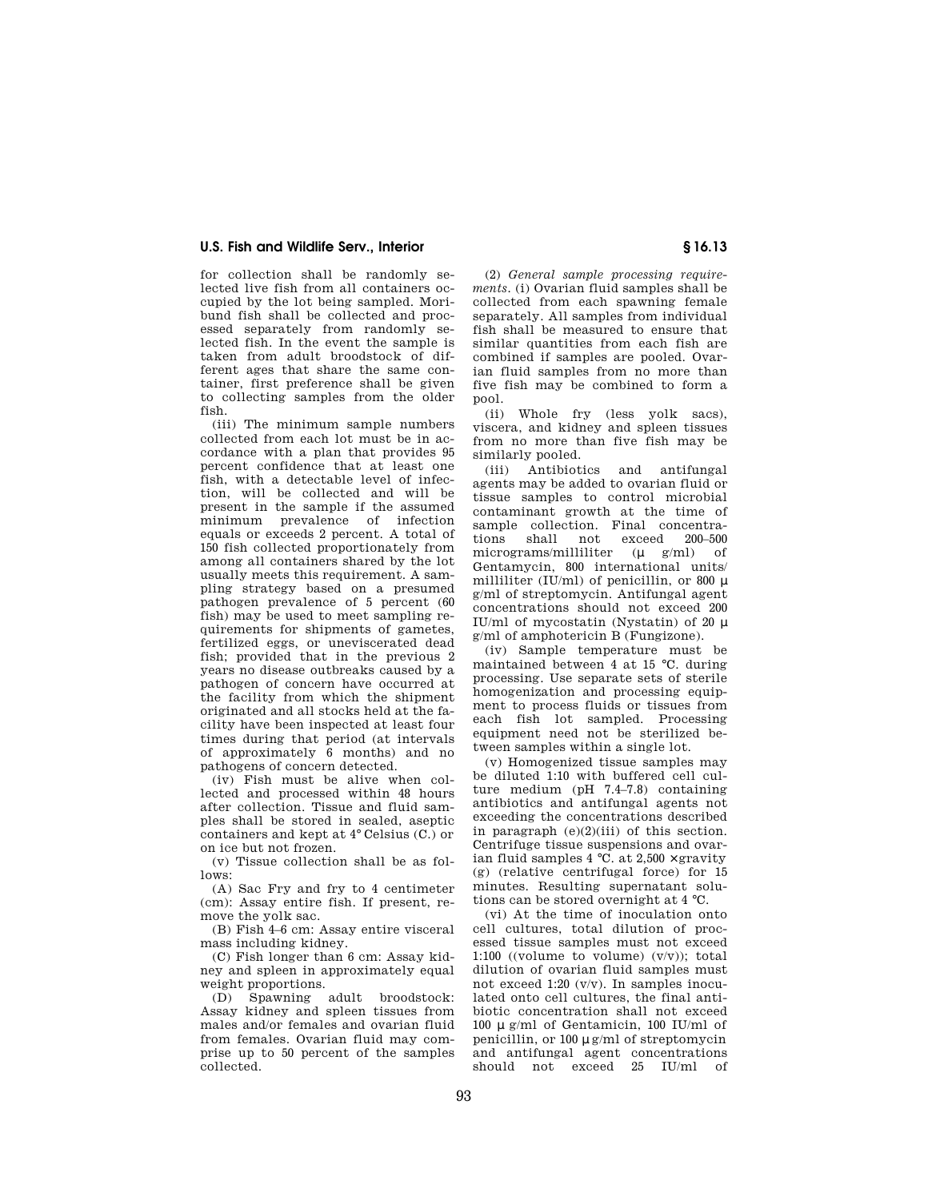for collection shall be randomly selected live fish from all containers occupied by the lot being sampled. Moribund fish shall be collected and processed separately from randomly selected fish. In the event the sample is taken from adult broodstock of different ages that share the same container, first preference shall be given to collecting samples from the older fish.

(iii) The minimum sample numbers collected from each lot must be in accordance with a plan that provides 95 percent confidence that at least one fish, with a detectable level of infection, will be collected and will be present in the sample if the assumed minimum prevalence of infection equals or exceeds 2 percent. A total of 150 fish collected proportionately from among all containers shared by the lot usually meets this requirement. A sampling strategy based on a presumed pathogen prevalence of 5 percent (60 fish) may be used to meet sampling requirements for shipments of gametes, fertilized eggs, or uneviscerated dead fish; provided that in the previous 2 years no disease outbreaks caused by a pathogen of concern have occurred at the facility from which the shipment originated and all stocks held at the facility have been inspected at least four times during that period (at intervals of approximately 6 months) and no pathogens of concern detected.

(iv) Fish must be alive when collected and processed within 48 hours after collection. Tissue and fluid samples shall be stored in sealed, aseptic containers and kept at 4° Celsius (C.) or on ice but not frozen.

(v) Tissue collection shall be as follows:

(A) Sac Fry and fry to 4 centimeter (cm): Assay entire fish. If present, remove the yolk sac.

(B) Fish 4–6 cm: Assay entire visceral mass including kidney.

(C) Fish longer than 6 cm: Assay kidney and spleen in approximately equal weight proportions.

(D) Spawning adult broodstock: Assay kidney and spleen tissues from males and/or females and ovarian fluid from females. Ovarian fluid may comprise up to 50 percent of the samples collected.

(2) *General sample processing requirements.* (i) Ovarian fluid samples shall be collected from each spawning female separately. All samples from individual fish shall be measured to ensure that similar quantities from each fish are combined if samples are pooled. Ovarian fluid samples from no more than five fish may be combined to form a pool.

(ii) Whole fry (less yolk sacs), viscera, and kidney and spleen tissues from no more than five fish may be similarly pooled.

(iii) Antibiotics and antifungal agents may be added to ovarian fluid or tissue samples to control microbial contaminant growth at the time of sample collection. Final concentrations shall not exceed 200–500 micrograms/milliliter (μ g/ml) of Gentamycin, 800 international units/milliliter (IU/ml) of penicillin, or 800 μ g/ml of streptomycin. Antifungal agent concentrations should not exceed 200 IU/ml of mycostatin (Nystatin) of 20 μ g/ml of amphotericin B (Fungizone).

(iv) Sample temperature must be maintained between 4 at 15 °C. during processing. Use separate sets of sterile homogenization and processing equipment to process fluids or tissues from each fish lot sampled. Processing equipment need not be sterilized between samples within a single lot.

(v) Homogenized tissue samples may be diluted 1:10 with buffered cell culture medium (pH 7.4–7.8) containing antibiotics and antifungal agents not exceeding the concentrations described in paragraph (e)(2)(iii) of this section. Centrifuge tissue suspensions and ovarian fluid samples 4 °C. at 2,500 ×gravity (g) (relative centrifugal force) for 15 minutes. Resulting supernatant solutions can be stored overnight at 4 °C.

(vi) At the time of inoculation onto cell cultures, total dilution of processed tissue samples must not exceed 1:100 ((volume to volume) (v/v)); total dilution of ovarian fluid samples must not exceed 1:20 (v/v). In samples inoculated onto cell cultures, the final antibiotic concentration shall not exceed 100 μ g/ml of Gentamicin, 100 IU/ml of penicillin, or 100 μ g/ml of streptomycin and antifungal agent concentrations should not exceed 25 IU/ml of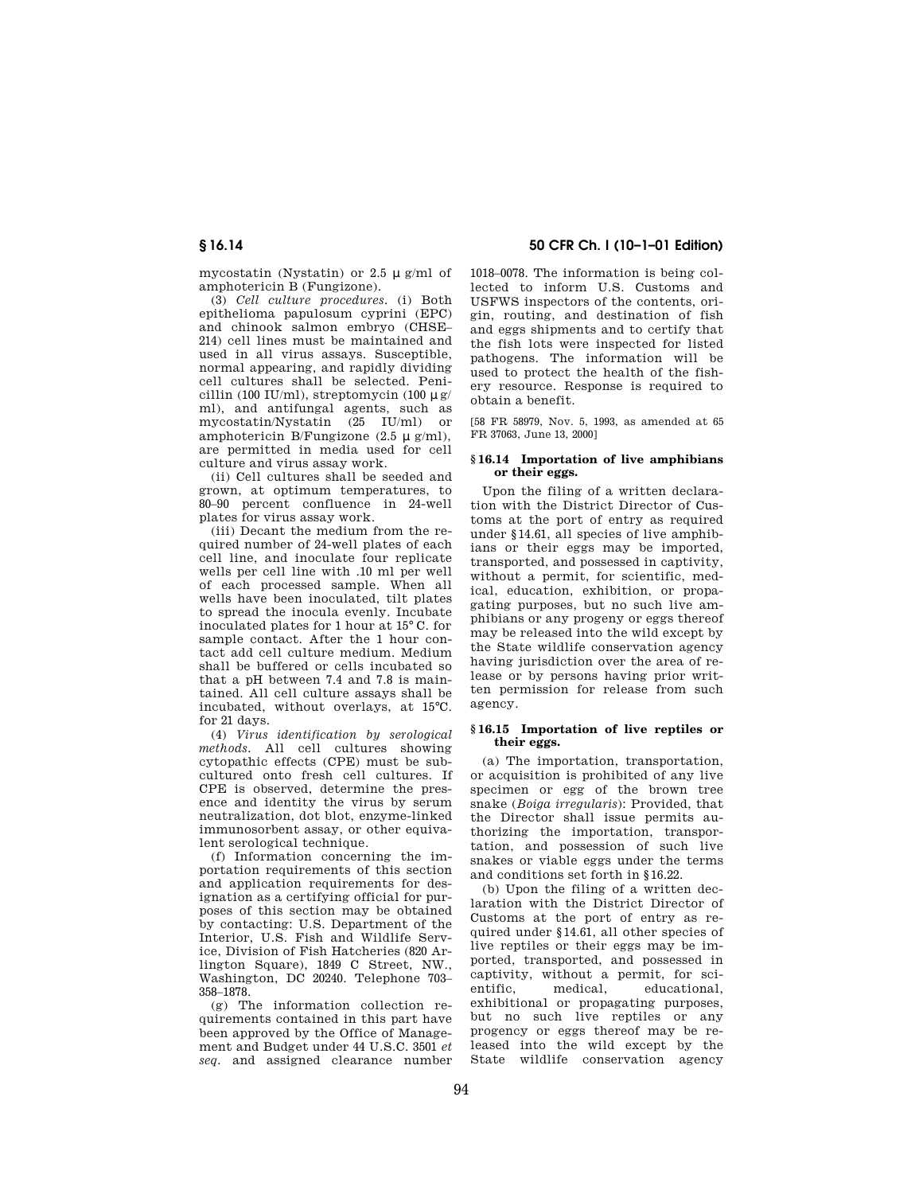mycostatin (Nystatin) or 2.5 μ g/ml of amphotericin B (Fungizone).

(3) *Cell culture procedures.* (i) Both epithelioma papulosum cyprini (EPC) and chinook salmon embryo (CHSE–214) cell lines must be maintained and used in all virus assays. Susceptible, normal appearing, and rapidly dividing cell cultures shall be selected. Penicillin (100 IU/ml), streptomycin (100 μ g/ml), and antifungal agents, such as mycostatin/Nystatin (25 IU/ml) or amphotericin B/Fungizone (2.5 μ g/ml), are permitted in media used for cell culture and virus assay work.

(ii) Cell cultures shall be seeded and grown, at optimum temperatures, to 80–90 percent confluence in 24-well plates for virus assay work.

(iii) Decant the medium from the required number of 24-well plates of each cell line, and inoculate four replicate wells per cell line with .10 ml per well of each processed sample. When all wells have been inoculated, tilt plates to spread the inocula evenly. Incubate inoculated plates for 1 hour at 15° C. for sample contact. After the 1 hour contact add cell culture medium. Medium shall be buffered or cells incubated so that a pH between 7.4 and 7.8 is maintained. All cell culture assays shall be incubated, without overlays, at 15°C. for 21 days.

(4) *Virus identification by serological methods.* All cell cultures showing cytopathic effects (CPE) must be subcultured onto fresh cell cultures. If CPE is observed, determine the presence and identity the virus by serum neutralization, dot blot, enzyme-linked immunosorbent assay, or other equivalent serological technique.

(f) Information concerning the importation requirements of this section and application requirements for designation as a certifying official for purposes of this section may be obtained by contacting: U.S. Department of the Interior, U.S. Fish and Wildlife Service, Division of Fish Hatcheries (820 Arlington Square), 1849 C Street, NW., Washington, DC 20240. Telephone 703–358–1878.

(g) The information collection requirements contained in this part have been approved by the Office of Management and Budget under 44 U.S.C. 3501 *et seq.* and assigned clearance number 1018–0078. The information is being collected to inform U.S. Customs and USFWS inspectors of the contents, origin, routing, and destination of fish and eggs shipments and to certify that the fish lots were inspected for listed pathogens. The information will be used to protect the health of the fishery resource. Response is required to obtain a benefit.

[58 FR 58979, Nov. 5, 1993, as amended at 65 FR 37063, June 13, 2000]

### § 16.14 Importation of live amphibians or their eggs.

Upon the filing of a written declaration with the District Director of Customs at the port of entry as required under §14.61, all species of live amphibians or their eggs may be imported, transported, and possessed in captivity, without a permit, for scientific, medical, education, exhibition, or propagating purposes, but no such live amphibians or any progeny or eggs thereof may be released into the wild except by the State wildlife conservation agency having jurisdiction over the area of release or by persons having prior written permission for release from such agency.

### § 16.15 Importation of live reptiles or their eggs.

(a) The importation, transportation, or acquisition is prohibited of any live specimen or egg of the brown tree snake (*Boiga irregularis*): Provided, that the Director shall issue permits authorizing the importation, transportation, and possession of such live snakes or viable eggs under the terms and conditions set forth in §16.22.

(b) Upon the filing of a written declaration with the District Director of Customs at the port of entry as required under §14.61, all other species of live reptiles or their eggs may be imported, transported, and possessed in captivity, without a permit, for scientific, medical, educational, exhibitional or propagating purposes, but no such live reptiles or any progeny or eggs thereof may be released into the wild except by the State wildlife conservation agency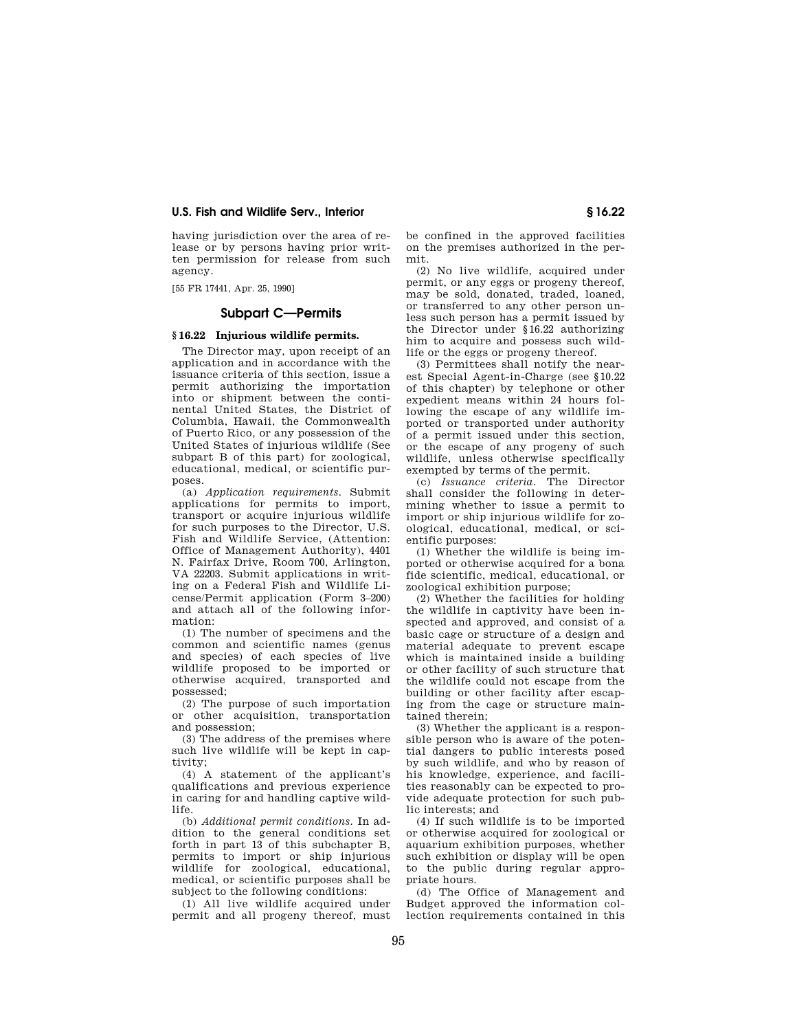having jurisdiction over the area of release or by persons having prior written permission for release from such agency.

[55 FR 17441, Apr. 25, 1990]

## Subpart C—Permits

### § 16.22 Injurious wildlife permits.

The Director may, upon receipt of an application and in accordance with the issuance criteria of this section, issue a permit authorizing the importation into or shipment between the continental United States, the District of Columbia, Hawaii, the Commonwealth of Puerto Rico, or any possession of the United States of injurious wildlife (See subpart B of this part) for zoological, educational, medical, or scientific purposes.

(a) *Application requirements.* Submit applications for permits to import, transport or acquire injurious wildlife for such purposes to the Director, U.S. Fish and Wildlife Service, (Attention: Office of Management Authority), 4401 N. Fairfax Drive, Room 700, Arlington, VA 22203. Submit applications in writing on a Federal Fish and Wildlife License/Permit application (Form 3–200) and attach all of the following information:

(1) The number of specimens and the common and scientific names (genus and species) of each species of live wildlife proposed to be imported or otherwise acquired, transported and possessed;

(2) The purpose of such importation or other acquisition, transportation and possession;

(3) The address of the premises where such live wildlife will be kept in captivity;

(4) A statement of the applicant's qualifications and previous experience in caring for and handling captive wildlife.

(b) *Additional permit conditions.* In addition to the general conditions set forth in part 13 of this subchapter B, permits to import or ship injurious wildlife for zoological, educational, medical, or scientific purposes shall be subject to the following conditions:

(1) All live wildlife acquired under permit and all progeny thereof, must be confined in the approved facilities on the premises authorized in the permit.

(2) No live wildlife, acquired under permit, or any eggs or progeny thereof, may be sold, donated, traded, loaned, or transferred to any other person unless such person has a permit issued by the Director under §16.22 authorizing him to acquire and possess such wildlife or the eggs or progeny thereof.

(3) Permittees shall notify the nearest Special Agent-in-Charge (see §10.22 of this chapter) by telephone or other expedient means within 24 hours following the escape of any wildlife imported or transported under authority of a permit issued under this section, or the escape of any progeny of such wildlife, unless otherwise specifically exempted by terms of the permit.

(c) *Issuance criteria.* The Director shall consider the following in determining whether to issue a permit to import or ship injurious wildlife for zoological, educational, medical, or scientific purposes:

(1) Whether the wildlife is being imported or otherwise acquired for a bona fide scientific, medical, educational, or zoological exhibition purpose;

(2) Whether the facilities for holding the wildlife in captivity have been inspected and approved, and consist of a basic cage or structure of a design and material adequate to prevent escape which is maintained inside a building or other facility of such structure that the wildlife could not escape from the building or other facility after escaping from the cage or structure maintained therein;

(3) Whether the applicant is a responsible person who is aware of the potential dangers to public interests posed by such wildlife, and who by reason of his knowledge, experience, and facilities reasonably can be expected to provide adequate protection for such public interests; and

(4) If such wildlife is to be imported or otherwise acquired for zoological or aquarium exhibition purposes, whether such exhibition or display will be open to the public during regular appropriate hours.

(d) The Office of Management and Budget approved the information collection requirements contained in this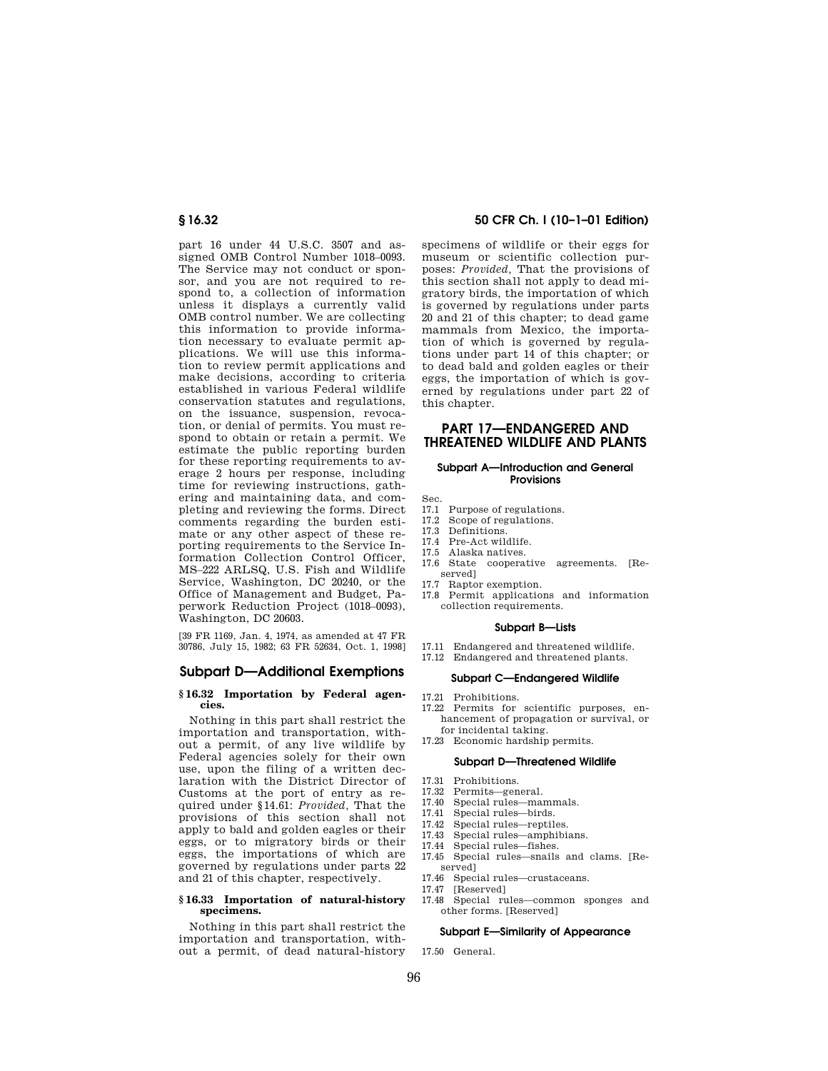part 16 under 44 U.S.C. 3507 and assigned OMB Control Number 1018–0093. The Service may not conduct or sponsor, and you are not required to respond to, a collection of information unless it displays a currently valid OMB control number. We are collecting this information to provide information necessary to evaluate permit applications. We will use this information to review permit applications and make decisions, according to criteria established in various Federal wildlife conservation statutes and regulations, on the issuance, suspension, revocation, or denial of permits. You must respond to obtain or retain a permit. We estimate the public reporting burden for these reporting requirements to average 2 hours per response, including time for reviewing instructions, gathering and maintaining data, and completing and reviewing the forms. Direct comments regarding the burden estimate or any other aspect of these reporting requirements to the Service Information Collection Control Officer, MS–222 ARLSQ, U.S. Fish and Wildlife Service, Washington, DC 20240, or the Office of Management and Budget, Paperwork Reduction Project (1018–0093), Washington, DC 20603.

[39 FR 1169, Jan. 4, 1974, as amended at 47 FR 30786, July 15, 1982; 63 FR 52634, Oct. 1, 1998]

## Subpart D—Additional Exemptions

### § 16.32 Importation by Federal agencies.

Nothing in this part shall restrict the importation and transportation, without a permit, of any live wildlife by Federal agencies solely for their own use, upon the filing of a written declaration with the District Director of Customs at the port of entry as required under §14.61: *Provided,* That the provisions of this section shall not apply to bald and golden eagles or their eggs, or to migratory birds or their eggs, the importations of which are governed by regulations under parts 22 and 21 of this chapter, respectively.

### § 16.33 Importation of natural-history specimens.

Nothing in this part shall restrict the importation and transportation, without a permit, of dead natural-history specimens of wildlife or their eggs for museum or scientific collection purposes: *Provided,* That the provisions of this section shall not apply to dead migratory birds, the importation of which is governed by regulations under parts 20 and 21 of this chapter; to dead game mammals from Mexico, the importation of which is governed by regulations under part 14 of this chapter; or to dead bald and golden eagles or their eggs, the importation of which is governed by regulations under part 22 of this chapter.

# PART 17—ENDANGERED AND THREATENED WILDLIFE AND PLANTS

### Subpart A—Introduction and General Provisions

Sec.
17.1 Purpose of regulations.
17.2 Scope of regulations.
17.3 Definitions.
17.4 Pre-Act wildlife.
17.5 Alaska natives.
17.6 State cooperative agreements. [Reserved]
17.7 Raptor exemption.
17.8 Permit applications and information collection requirements.

### Subpart B—Lists

17.11 Endangered and threatened wildlife.
17.12 Endangered and threatened plants.

### Subpart C—Endangered Wildlife

17.21 Prohibitions.
17.22 Permits for scientific purposes, enhancement of propagation or survival, or for incidental taking.
17.23 Economic hardship permits.

### Subpart D—Threatened Wildlife

17.31 Prohibitions.
17.32 Permits—general.
17.40 Special rules—mammals.
17.41 Special rules—birds.
17.42 Special rules—reptiles.
17.43 Special rules—amphibians.
17.44 Special rules—fishes.
17.45 Special rules—snails and clams. [Reserved]
17.46 Special rules—crustaceans.
17.47 [Reserved]
17.48 Special rules—common sponges and other forms. [Reserved]

### Subpart E—Similarity of Appearance

17.50 General.